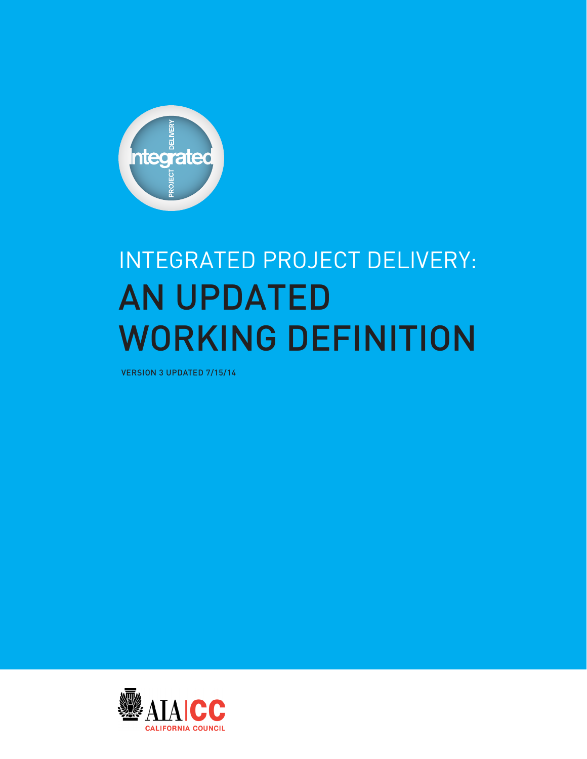# INTEGRATED PROJECT DELIVERY: AN UPDATED WORKING DEFINITION

VERSION 3 UPDATED 7/15/14

AIA | CC CALIFORNIA COUNCIL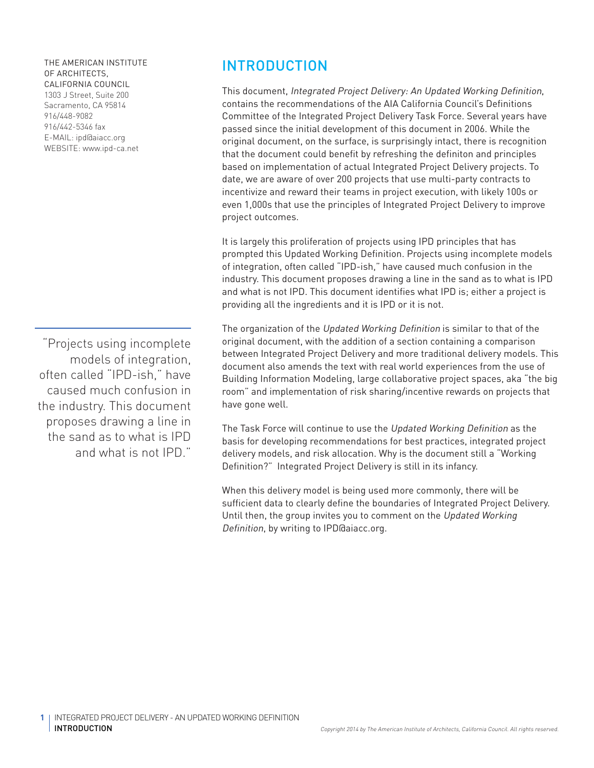THE AMERICAN INSTITUTE OF ARCHITECTS, CALIFORNIA COUNCIL
1303 J Street, Suite 200
Sacramento, CA 95814
916/448-9082
916/442-5346 fax
E-MAIL: ipd@aiacc.org
WEBSITE: www.ipd-ca.net

# INTRODUCTION

This document, *Integrated Project Delivery: An Updated Working Definition*, contains the recommendations of the AIA California Council's Definitions Committee of the Integrated Project Delivery Task Force. Several years have passed since the initial development of this document in 2006. While the original document, on the surface, is surprisingly intact, there is recognition that the document could benefit by refreshing the definiton and principles based on implementation of actual Integrated Project Delivery projects. To date, we are aware of over 200 projects that use multi-party contracts to incentivize and reward their teams in project execution, with likely 100s or even 1,000s that use the principles of Integrated Project Delivery to improve project outcomes.

It is largely this proliferation of projects using IPD principles that has prompted this Updated Working Definition. Projects using incomplete models of integration, often called "IPD-ish," have caused much confusion in the industry. This document proposes drawing a line in the sand as to what is IPD and what is not IPD. This document identifies what IPD is; either a project is providing all the ingredients and it is IPD or it is not.

> "Projects using incomplete models of integration, often called "IPD-ish," have caused much confusion in the industry. This document proposes drawing a line in the sand as to what is IPD and what is not IPD."

The organization of the *Updated Working Definition* is similar to that of the original document, with the addition of a section containing a comparison between Integrated Project Delivery and more traditional delivery models. This document also amends the text with real world experiences from the use of Building Information Modeling, large collaborative project spaces, aka "the big room" and implementation of risk sharing/incentive rewards on projects that have gone well.

The Task Force will continue to use the *Updated Working Definition* as the basis for developing recommendations for best practices, integrated project delivery models, and risk allocation. Why is the document still a "Working Definition?" Integrated Project Delivery is still in its infancy.

When this delivery model is being used more commonly, there will be sufficient data to clearly define the boundaries of Integrated Project Delivery. Until then, the group invites you to comment on the *Updated Working Definition*, by writing to IPD@aiacc.org.

*Copyright 2014 by The American Institute of Architects, California Council. All rights reserved.*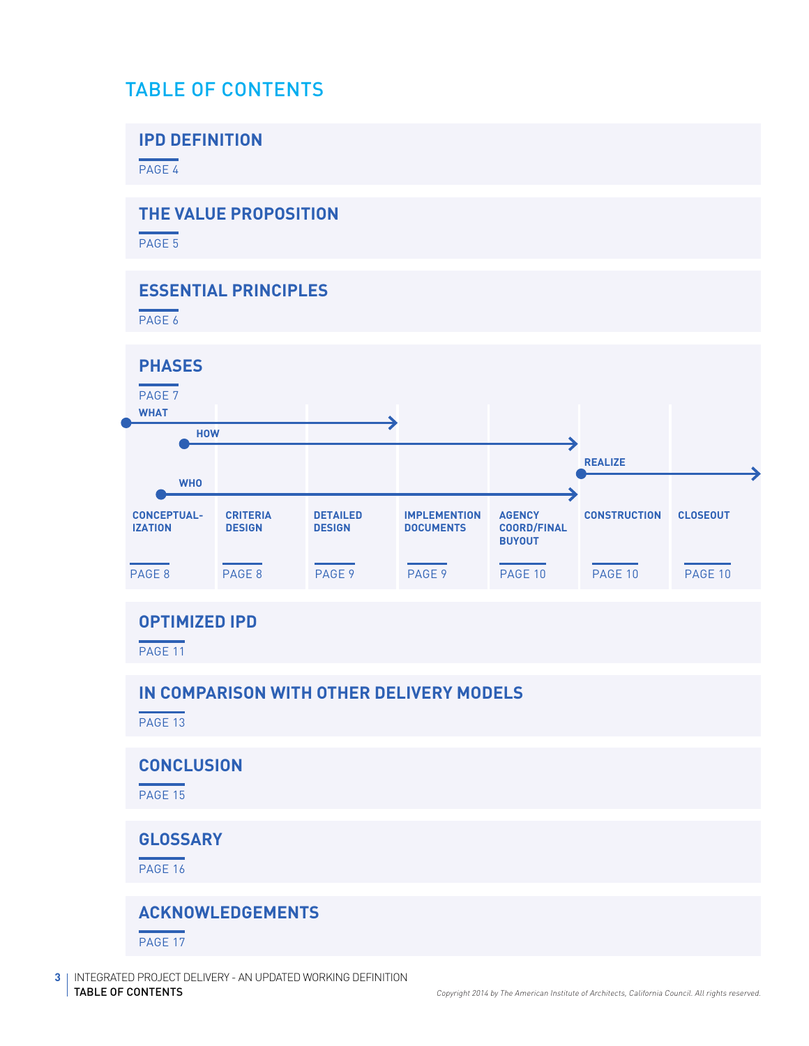# TABLE OF CONTENTS

## IPD DEFINITION

PAGE 4

## THE VALUE PROPOSITION

PAGE 5

## ESSENTIAL PRINCIPLES

PAGE 6

## PHASES

PAGE 7

WHAT

HOW

REALIZE

WHO

| CONCEPTUAL-IZATION | CRITERIA DESIGN | DETAILED DESIGN | IMPLEMENTION DOCUMENTS | AGENCY COORD/FINAL BUYOUT | CONSTRUCTION | CLOSEOUT |
|---|---|---|---|---|---|---|
| PAGE 8 | PAGE 8 | PAGE 9 | PAGE 9 | PAGE 10 | PAGE 10 | PAGE 10 |

## OPTIMIZED IPD

PAGE 11

## IN COMPARISON WITH OTHER DELIVERY MODELS

PAGE 13

## CONCLUSION

PAGE 15

## GLOSSARY

PAGE 16

## ACKNOWLEDGEMENTS

PAGE 17

*Copyright 2014 by The American Institute of Architects, California Council. All rights reserved.*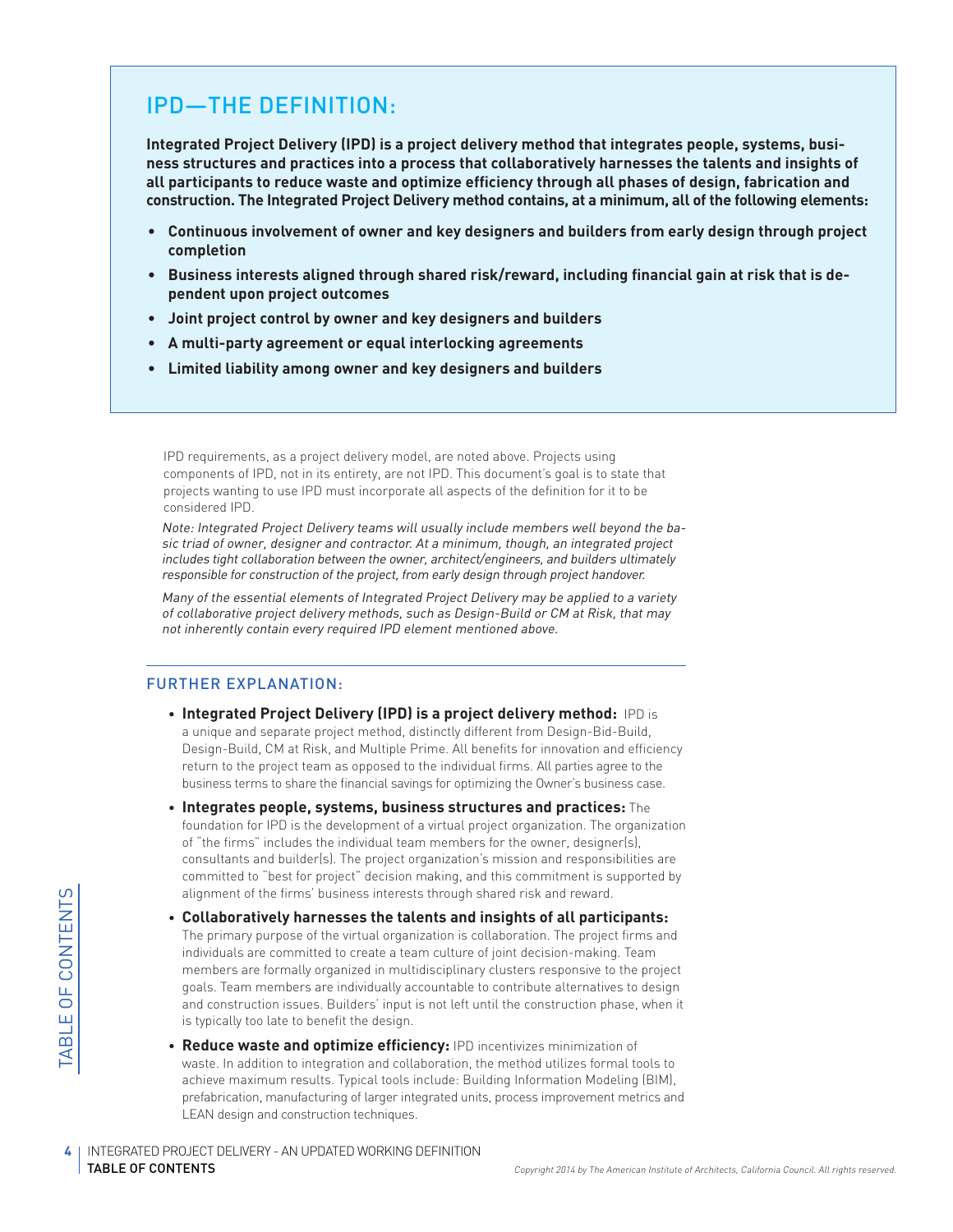## IPD—THE DEFINITION:

**Integrated Project Delivery (IPD) is a project delivery method that integrates people, systems, business structures and practices into a process that collaboratively harnesses the talents and insights of all participants to reduce waste and optimize efficiency through all phases of design, fabrication and construction. The Integrated Project Delivery method contains, at a minimum, all of the following elements:**

- **Continuous involvement of owner and key designers and builders from early design through project completion**
- **Business interests aligned through shared risk/reward, including financial gain at risk that is dependent upon project outcomes**
- **Joint project control by owner and key designers and builders**
- **A multi-party agreement or equal interlocking agreements**
- **Limited liability among owner and key designers and builders**

IPD requirements, as a project delivery model, are noted above. Projects using components of IPD, not in its entirety, are not IPD. This document's goal is to state that projects wanting to use IPD must incorporate all aspects of the definition for it to be considered IPD.

*Note: Integrated Project Delivery teams will usually include members well beyond the basic triad of owner, designer and contractor. At a minimum, though, an integrated project includes tight collaboration between the owner, architect/engineers, and builders ultimately responsible for construction of the project, from early design through project handover.*

*Many of the essential elements of Integrated Project Delivery may be applied to a variety of collaborative project delivery methods, such as Design-Build or CM at Risk, that may not inherently contain every required IPD element mentioned above.*

### FURTHER EXPLANATION:

- **Integrated Project Delivery (IPD) is a project delivery method:** IPD is a unique and separate project method, distinctly different from Design-Bid-Build, Design-Build, CM at Risk, and Multiple Prime. All benefits for innovation and efficiency return to the project team as opposed to the individual firms. All parties agree to the business terms to share the financial savings for optimizing the Owner's business case.
- **Integrates people, systems, business structures and practices:** The foundation for IPD is the development of a virtual project organization. The organization of "the firms" includes the individual team members for the owner, designer(s), consultants and builder(s). The project organization's mission and responsibilities are committed to "best for project" decision making, and this commitment is supported by alignment of the firms' business interests through shared risk and reward.
- **Collaboratively harnesses the talents and insights of all participants:** The primary purpose of the virtual organization is collaboration. The project firms and individuals are committed to create a team culture of joint decision-making. Team members are formally organized in multidisciplinary clusters responsive to the project goals. Team members are individually accountable to contribute alternatives to design and construction issues. Builders' input is not left until the construction phase, when it is typically too late to benefit the design.
- **Reduce waste and optimize efficiency:** IPD incentivizes minimization of waste. In addition to integration and collaboration, the method utilizes formal tools to achieve maximum results. Typical tools include: Building Information Modeling (BIM), prefabrication, manufacturing of larger integrated units, process improvement metrics and LEAN design and construction techniques.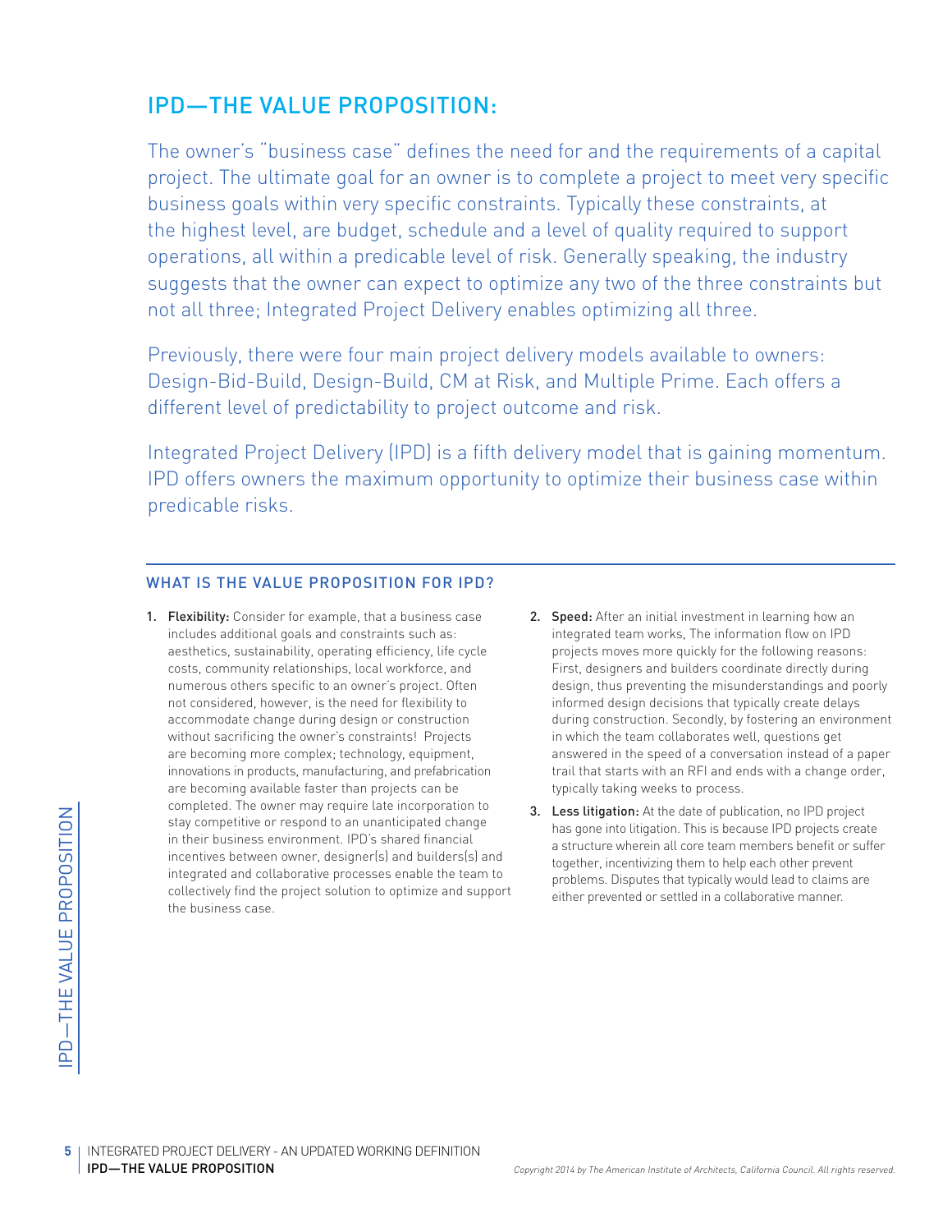## IPD—THE VALUE PROPOSITION:

The owner's "business case" defines the need for and the requirements of a capital project. The ultimate goal for an owner is to complete a project to meet very specific business goals within very specific constraints. Typically these constraints, at the highest level, are budget, schedule and a level of quality required to support operations, all within a predicable level of risk. Generally speaking, the industry suggests that the owner can expect to optimize any two of the three constraints but not all three; Integrated Project Delivery enables optimizing all three.

Previously, there were four main project delivery models available to owners: Design-Bid-Build, Design-Build, CM at Risk, and Multiple Prime. Each offers a different level of predictability to project outcome and risk.

Integrated Project Delivery (IPD) is a fifth delivery model that is gaining momentum. IPD offers owners the maximum opportunity to optimize their business case within predicable risks.

### WHAT IS THE VALUE PROPOSITION FOR IPD?

1. **Flexibility:** Consider for example, that a business case includes additional goals and constraints such as: aesthetics, sustainability, operating efficiency, life cycle costs, community relationships, local workforce, and numerous others specific to an owner's project. Often not considered, however, is the need for flexibility to accommodate change during design or construction without sacrificing the owner's constraints! Projects are becoming more complex; technology, equipment, innovations in products, manufacturing, and prefabrication are becoming available faster than projects can be completed. The owner may require late incorporation to stay competitive or respond to an unanticipated change in their business environment. IPD's shared financial incentives between owner, designer(s) and builders(s) and integrated and collaborative processes enable the team to collectively find the project solution to optimize and support the business case.
2. **Speed:** After an initial investment in learning how an integrated team works, The information flow on IPD projects moves more quickly for the following reasons: First, designers and builders coordinate directly during design, thus preventing the misunderstandings and poorly informed design decisions that typically create delays during construction. Secondly, by fostering an environment in which the team collaborates well, questions get answered in the speed of a conversation instead of a paper trail that starts with an RFI and ends with a change order, typically taking weeks to process.
3. **Less litigation:** At the date of publication, no IPD project has gone into litigation. This is because IPD projects create a structure wherein all core team members benefit or suffer together, incentivizing them to help each other prevent problems. Disputes that typically would lead to claims are either prevented or settled in a collaborative manner.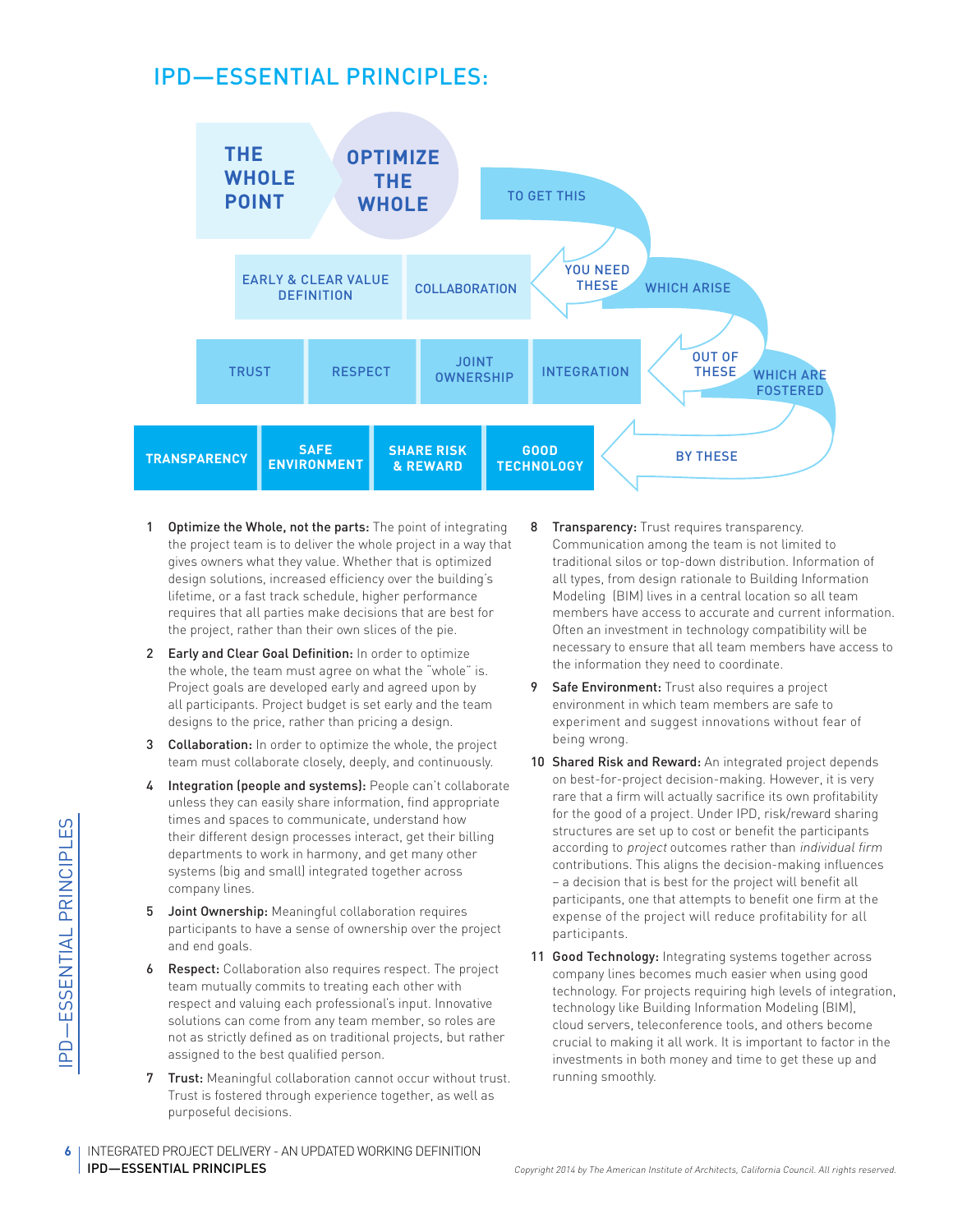# IPD—ESSENTIAL PRINCIPLES:

THE WHOLE POINT — OPTIMIZE THE WHOLE

TO GET THIS YOU NEED THESE

EARLY & CLEAR VALUE DEFINITION | COLLABORATION

WHICH ARISE OUT OF THESE

TRUST | RESPECT | JOINT OWNERSHIP | INTEGRATION

WHICH ARE FOSTERED BY THESE

TRANSPARENCY | SAFE ENVIRONMENT | SHARE RISK & REWARD | GOOD TECHNOLOGY

1. **Optimize the Whole, not the parts:** The point of integrating the project team is to deliver the whole project in a way that gives owners what they value. Whether that is optimized design solutions, increased efficiency over the building's lifetime, or a fast track schedule, higher performance requires that all parties make decisions that are best for the project, rather than their own slices of the pie.

2. **Early and Clear Goal Definition:** In order to optimize the whole, the team must agree on what the "whole" is. Project goals are developed early and agreed upon by all participants. Project budget is set early and the team designs to the price, rather than pricing a design.

3. **Collaboration:** In order to optimize the whole, the project team must collaborate closely, deeply, and continuously.

4. **Integration (people and systems):** People can't collaborate unless they can easily share information, find appropriate times and spaces to communicate, understand how their different design processes interact, get their billing departments to work in harmony, and get many other systems (big and small) integrated together across company lines.

5. **Joint Ownership:** Meaningful collaboration requires participants to have a sense of ownership over the project and end goals.

6. **Respect:** Collaboration also requires respect. The project team mutually commits to treating each other with respect and valuing each professional's input. Innovative solutions can come from any team member, so roles are not as strictly defined as on traditional projects, but rather assigned to the best qualified person.

7. **Trust:** Meaningful collaboration cannot occur without trust. Trust is fostered through experience together, as well as purposeful decisions.

8. **Transparency:** Trust requires transparency. Communication among the team is not limited to traditional silos or top-down distribution. Information of all types, from design rationale to Building Information Modeling (BIM) lives in a central location so all team members have access to accurate and current information. Often an investment in technology compatibility will be necessary to ensure that all team members have access to the information they need to coordinate.

9. **Safe Environment:** Trust also requires a project environment in which team members are safe to experiment and suggest innovations without fear of being wrong.

10. **Shared Risk and Reward:** An integrated project depends on best-for-project decision-making. However, it is very rare that a firm will actually sacrifice its own profitability for the good of a project. Under IPD, risk/reward sharing structures are set up to cost or benefit the participants according to *project* outcomes rather than *individual firm* contributions. This aligns the decision-making influences – a decision that is best for the project will benefit all participants, one that attempts to benefit one firm at the expense of the project will reduce profitability for all participants.

11. **Good Technology:** Integrating systems together across company lines becomes much easier when using good technology. For projects requiring high levels of integration, technology like Building Information Modeling (BIM), cloud servers, teleconference tools, and others become crucial to making it all work. It is important to factor in the investments in both money and time to get these up and running smoothly.

*Copyright 2014 by The American Institute of Architects, California Council. All rights reserved.*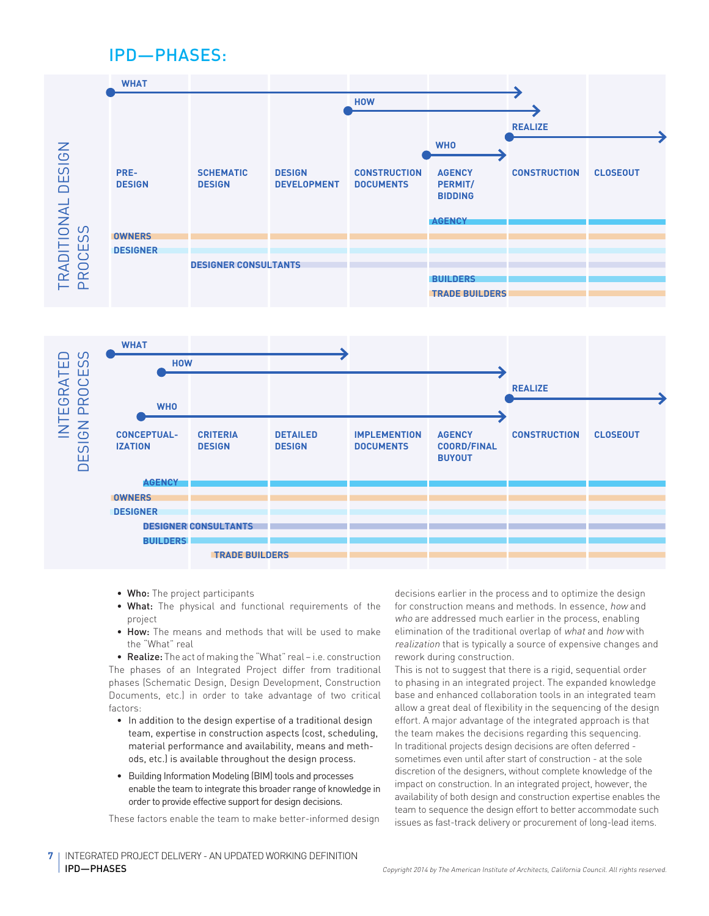## IPD—PHASES:

**TRADITIONAL DESIGN PROCESS**

WHAT — HOW — REALIZE — WHO

| PRE-DESIGN | SCHEMATIC DESIGN | DESIGN DEVELOPMENT | CONSTRUCTION DOCUMENTS | AGENCY PERMIT/ BIDDING | CONSTRUCTION | CLOSEOUT |
|---|---|---|---|---|---|---|

AGENCY
OWNERS
DESIGNER
DESIGNER CONSULTANTS
BUILDERS
TRADE BUILDERS

**INTEGRATED DESIGN PROCESS**

WHAT — HOW — REALIZE — WHO

| CONCEPTUAL-IZATION | CRITERIA DESIGN | DETAILED DESIGN | IMPLEMENTION DOCUMENTS | AGENCY COORD/FINAL BUYOUT | CONSTRUCTION | CLOSEOUT |
|---|---|---|---|---|---|---|

AGENCY
OWNERS
DESIGNER
DESIGNER CONSULTANTS
BUILDERS
TRADE BUILDERS

- **Who:** The project participants
- **What:** The physical and functional requirements of the project
- **How:** The means and methods that will be used to make the "What" real
- **Realize:** The act of making the "What" real – i.e. construction

The phases of an Integrated Project differ from traditional phases (Schematic Design, Design Development, Construction Documents, etc.) in order to take advantage of two critical factors:

- In addition to the design expertise of a traditional design team, expertise in construction aspects (cost, scheduling, material performance and availability, means and methods, etc.) is available throughout the design process.
- Building Information Modeling (BIM) tools and processes enable the team to integrate this broader range of knowledge in order to provide effective support for design decisions.

These factors enable the team to make better-informed design decisions earlier in the process and to optimize the design for construction means and methods. In essence, *how* and *who* are addressed much earlier in the process, enabling elimination of the traditional overlap of *what* and *how* with *realization* that is typically a source of expensive changes and rework during construction.

This is not to suggest that there is a rigid, sequential order to phasing in an integrated project. The expanded knowledge base and enhanced collaboration tools in an integrated team allow a great deal of flexibility in the sequencing of the design effort. A major advantage of the integrated approach is that the team makes the decisions regarding this sequencing.

In traditional projects design decisions are often deferred - sometimes even until after start of construction - at the sole discretion of the designers, without complete knowledge of the impact on construction. In an integrated project, however, the availability of both design and construction expertise enables the team to sequence the design effort to better accommodate such issues as fast-track delivery or procurement of long-lead items.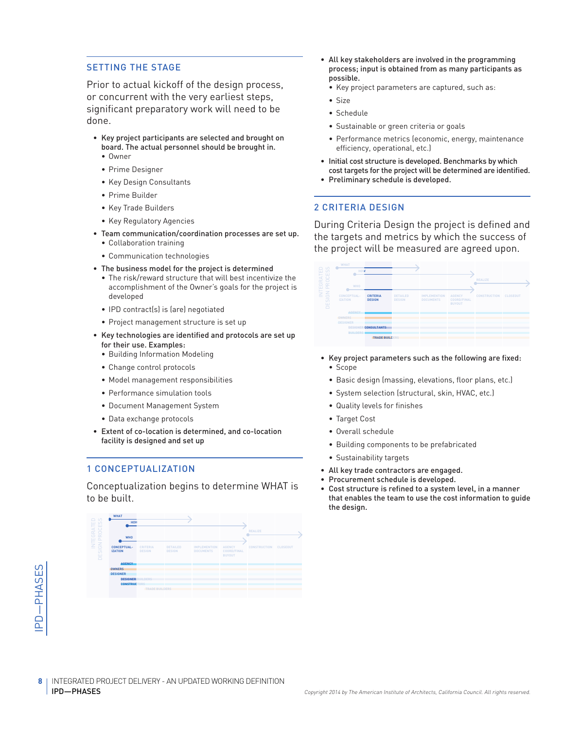## SETTING THE STAGE

Prior to actual kickoff of the design process, or concurrent with the very earliest steps, significant preparatory work will need to be done.

- **Key project participants are selected and brought on board. The actual personnel should be brought in.**
  - Owner
  - Prime Designer
  - Key Design Consultants
  - Prime Builder
  - Key Trade Builders
  - Key Regulatory Agencies
- **Team communication/coordination processes are set up.**
  - Collaboration training
  - Communication technologies
- **The business model for the project is determined**
  - The risk/reward structure that will best incentivize the accomplishment of the Owner's goals for the project is developed
  - IPD contract(s) is (are) negotiated
  - Project management structure is set up
- **Key technologies are identified and protocols are set up for their use. Examples:**
  - Building Information Modeling
  - Change control protocols
  - Model management responsibilities
  - Performance simulation tools
  - Document Management System
  - Data exchange protocols
- **Extent of co-location is determined, and co-location facility is designed and set up**

## 1 CONCEPTUALIZATION

Conceptualization begins to determine WHAT is to be built.

- **All key stakeholders are involved in the programming process; input is obtained from as many participants as possible.**
  - Key project parameters are captured, such as:
  - Size
  - Schedule
  - Sustainable or green criteria or goals
  - Performance metrics (economic, energy, maintenance efficiency, operational, etc.)
- **Initial cost structure is developed. Benchmarks by which cost targets for the project will be determined are identified.**
- **Preliminary schedule is developed.**

## 2 CRITERIA DESIGN

During Criteria Design the project is defined and the targets and metrics by which the success of the project will be measured are agreed upon.

- **Key project parameters such as the following are fixed:**
  - Scope
  - Basic design (massing, elevations, floor plans, etc.)
  - System selection (structural, skin, HVAC, etc.)
  - Quality levels for finishes
  - Target Cost
  - Overall schedule
  - Building components to be prefabricated
  - Sustainability targets
- **All key trade contractors are engaged.**
- **Procurement schedule is developed.**
- **Cost structure is refined to a system level, in a manner that enables the team to use the cost information to guide the design.**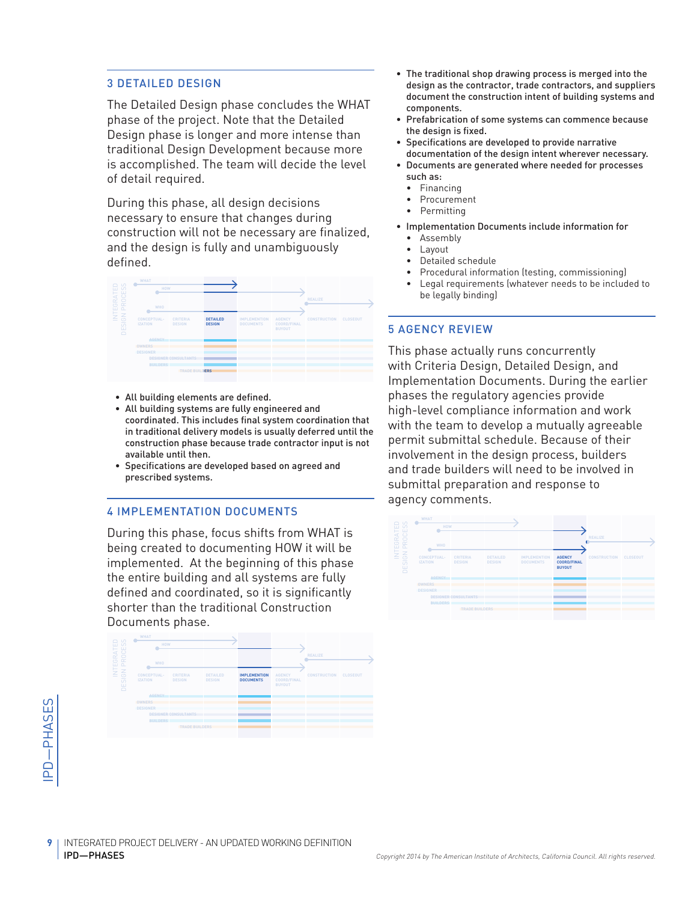## 3 DETAILED DESIGN

The Detailed Design phase concludes the WHAT phase of the project. Note that the Detailed Design phase is longer and more intense than traditional Design Development because more is accomplished. The team will decide the level of detail required.

During this phase, all design decisions necessary to ensure that changes during construction will not be necessary are finalized, and the design is fully and unambiguously defined.

- All building elements are defined.
- All building systems are fully engineered and coordinated. This includes final system coordination that in traditional delivery models is usually deferred until the construction phase because trade contractor input is not available until then.
- Specifications are developed based on agreed and prescribed systems.

## 4 IMPLEMENTATION DOCUMENTS

During this phase, focus shifts from WHAT is being created to documenting HOW it will be implemented. At the beginning of this phase the entire building and all systems are fully defined and coordinated, so it is significantly shorter than the traditional Construction Documents phase.

- The traditional shop drawing process is merged into the design as the contractor, trade contractors, and suppliers document the construction intent of building systems and components.
- Prefabrication of some systems can commence because the design is fixed.
- Specifications are developed to provide narrative documentation of the design intent wherever necessary.
- Documents are generated where needed for processes such as:
  - Financing
  - Procurement
  - Permitting
- Implementation Documents include information for
  - Assembly
  - Layout
  - Detailed schedule
  - Procedural information (testing, commissioning)
  - Legal requirements (whatever needs to be included to be legally binding)

## 5 AGENCY REVIEW

This phase actually runs concurrently with Criteria Design, Detailed Design, and Implementation Documents. During the earlier phases the regulatory agencies provide high-level compliance information and work with the team to develop a mutually agreeable permit submittal schedule. Because of their involvement in the design process, builders and trade builders will need to be involved in submittal preparation and response to agency comments.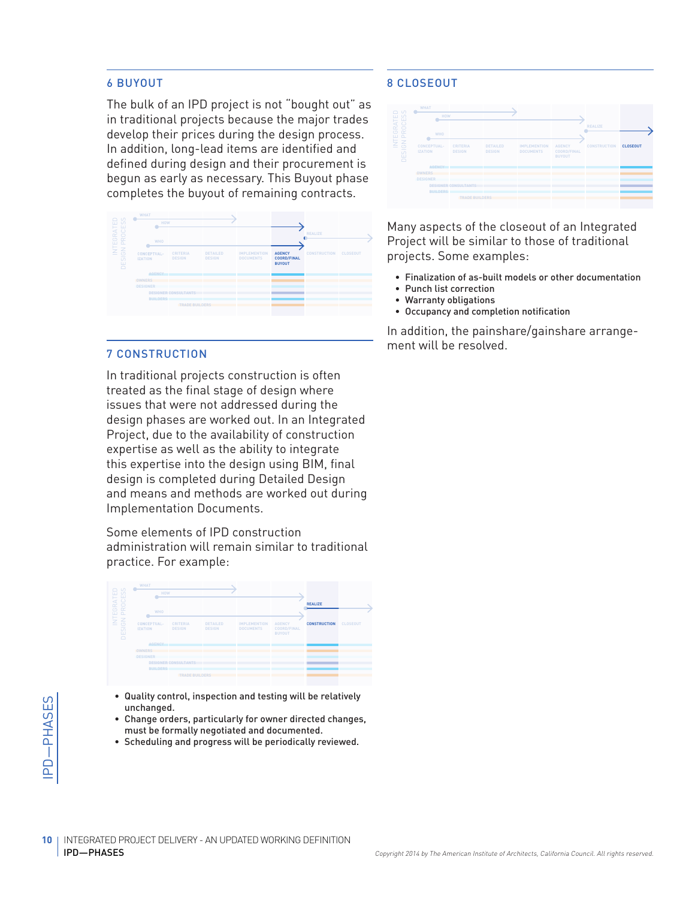## 6 BUYOUT

The bulk of an IPD project is not "bought out" as in traditional projects because the major trades develop their prices during the design process. In addition, long-lead items are identified and defined during design and their procurement is begun as early as necessary. This Buyout phase completes the buyout of remaining contracts.

## 7 CONSTRUCTION

In traditional projects construction is often treated as the final stage of design where issues that were not addressed during the design phases are worked out. In an Integrated Project, due to the availability of construction expertise as well as the ability to integrate this expertise into the design using BIM, final design is completed during Detailed Design and means and methods are worked out during Implementation Documents.

Some elements of IPD construction administration will remain similar to traditional practice. For example:

- Quality control, inspection and testing will be relatively unchanged.
- Change orders, particularly for owner directed changes, must be formally negotiated and documented.
- Scheduling and progress will be periodically reviewed.

## 8 CLOSEOUT

Many aspects of the closeout of an Integrated Project will be similar to those of traditional projects. Some examples:

- Finalization of as-built models or other documentation
- Punch list correction
- Warranty obligations
- Occupancy and completion notification

In addition, the painshare/gainshare arrangement will be resolved.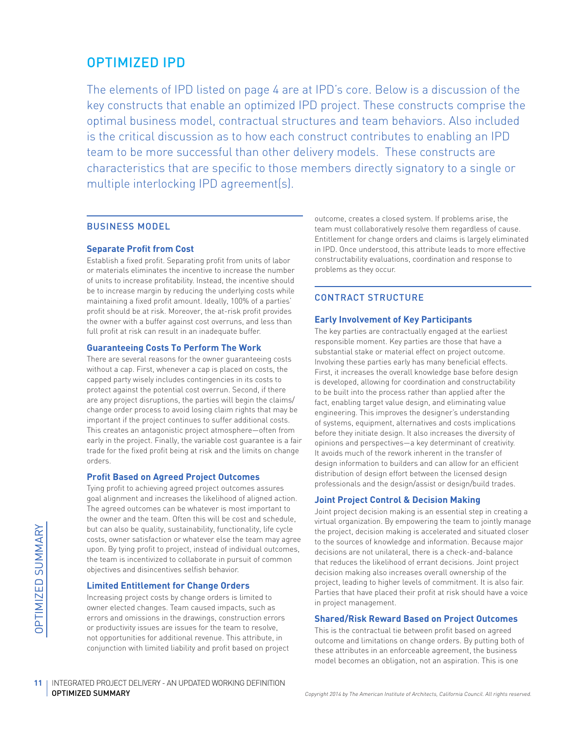# OPTIMIZED IPD

The elements of IPD listed on page 4 are at IPD's core. Below is a discussion of the key constructs that enable an optimized IPD project. These constructs comprise the optimal business model, contractual structures and team behaviors. Also included is the critical discussion as to how each construct contributes to enabling an IPD team to be more successful than other delivery models. These constructs are characteristics that are specific to those members directly signatory to a single or multiple interlocking IPD agreement(s).

## BUSINESS MODEL

### Separate Profit from Cost

Establish a fixed profit. Separating profit from units of labor or materials eliminates the incentive to increase the number of units to increase profitability. Instead, the incentive should be to increase margin by reducing the underlying costs while maintaining a fixed profit amount. Ideally, 100% of a parties' profit should be at risk. Moreover, the at-risk profit provides the owner with a buffer against cost overruns, and less than full profit at risk can result in an inadequate buffer.

### Guaranteeing Costs To Perform The Work

There are several reasons for the owner guaranteeing costs without a cap. First, whenever a cap is placed on costs, the capped party wisely includes contingencies in its costs to protect against the potential cost overrun. Second, if there are any project disruptions, the parties will begin the claims/change order process to avoid losing claim rights that may be important if the project continues to suffer additional costs. This creates an antagonistic project atmosphere—often from early in the project. Finally, the variable cost guarantee is a fair trade for the fixed profit being at risk and the limits on change orders.

### Profit Based on Agreed Project Outcomes

Tying profit to achieving agreed project outcomes assures goal alignment and increases the likelihood of aligned action. The agreed outcomes can be whatever is most important to the owner and the team. Often this will be cost and schedule, but can also be quality, sustainability, functionality, life cycle costs, owner satisfaction or whatever else the team may agree upon. By tying profit to project, instead of individual outcomes, the team is incentivized to collaborate in pursuit of common objectives and disincentives selfish behavior.

### Limited Entitlement for Change Orders

Increasing project costs by change orders is limited to owner elected changes. Team caused impacts, such as errors and omissions in the drawings, construction errors or productivity issues are issues for the team to resolve, not opportunities for additional revenue. This attribute, in conjunction with limited liability and profit based on project outcome, creates a closed system. If problems arise, the team must collaboratively resolve them regardless of cause. Entitlement for change orders and claims is largely eliminated in IPD. Once understood, this attribute leads to more effective constructability evaluations, coordination and response to problems as they occur.

## CONTRACT STRUCTURE

### Early Involvement of Key Participants

The key parties are contractually engaged at the earliest responsible moment. Key parties are those that have a substantial stake or material effect on project outcome. Involving these parties early has many beneficial effects. First, it increases the overall knowledge base before design is developed, allowing for coordination and constructability to be built into the process rather than applied after the fact, enabling target value design, and eliminating value engineering. This improves the designer's understanding of systems, equipment, alternatives and costs implications before they initiate design. It also increases the diversity of opinions and perspectives—a key determinant of creativity. It avoids much of the rework inherent in the transfer of design information to builders and can allow for an efficient distribution of design effort between the licensed design professionals and the design/assist or design/build trades.

### Joint Project Control & Decision Making

Joint project decision making is an essential step in creating a virtual organization. By empowering the team to jointly manage the project, decision making is accelerated and situated closer to the sources of knowledge and information. Because major decisions are not unilateral, there is a check-and-balance that reduces the likelihood of errant decisions. Joint project decision making also increases overall ownership of the project, leading to higher levels of commitment. It is also fair. Parties that have placed their profit at risk should have a voice in project management.

### Shared/Risk Reward Based on Project Outcomes

This is the contractual tie between profit based on agreed outcome and limitations on change orders. By putting both of these attributes in an enforceable agreement, the business model becomes an obligation, not an aspiration. This is one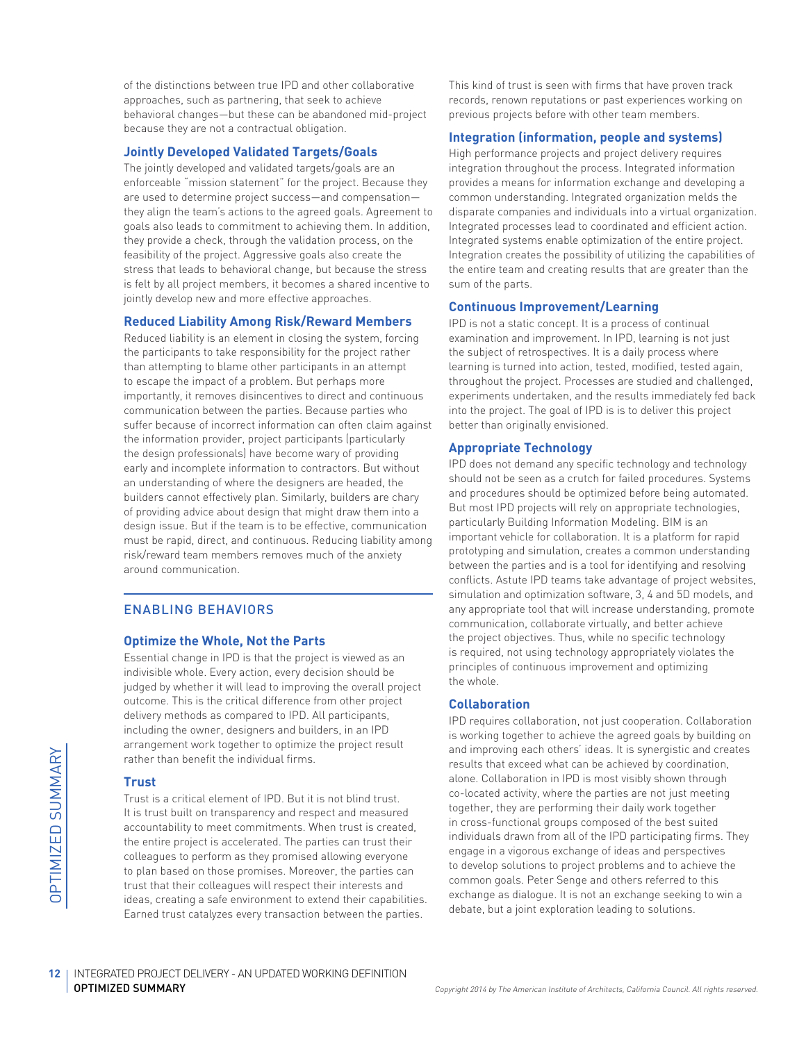of the distinctions between true IPD and other collaborative approaches, such as partnering, that seek to achieve behavioral changes—but these can be abandoned mid-project because they are not a contractual obligation.

### Jointly Developed Validated Targets/Goals

The jointly developed and validated targets/goals are an enforceable "mission statement" for the project. Because they are used to determine project success—and compensation—they align the team's actions to the agreed goals. Agreement to goals also leads to commitment to achieving them. In addition, they provide a check, through the validation process, on the feasibility of the project. Aggressive goals also create the stress that leads to behavioral change, but because the stress is felt by all project members, it becomes a shared incentive to jointly develop new and more effective approaches.

### Reduced Liability Among Risk/Reward Members

Reduced liability is an element in closing the system, forcing the participants to take responsibility for the project rather than attempting to blame other participants in an attempt to escape the impact of a problem. But perhaps more importantly, it removes disincentives to direct and continuous communication between the parties. Because parties who suffer because of incorrect information can often claim against the information provider, project participants (particularly the design professionals) have become wary of providing early and incomplete information to contractors. But without an understanding of where the designers are headed, the builders cannot effectively plan. Similarly, builders are chary of providing advice about design that might draw them into a design issue. But if the team is to be effective, communication must be rapid, direct, and continuous. Reducing liability among risk/reward team members removes much of the anxiety around communication.

## ENABLING BEHAVIORS

### Optimize the Whole, Not the Parts

Essential change in IPD is that the project is viewed as an indivisible whole. Every action, every decision should be judged by whether it will lead to improving the overall project outcome. This is the critical difference from other project delivery methods as compared to IPD. All participants, including the owner, designers and builders, in an IPD arrangement work together to optimize the project result rather than benefit the individual firms.

### Trust

Trust is a critical element of IPD. But it is not blind trust. It is trust built on transparency and respect and measured accountability to meet commitments. When trust is created, the entire project is accelerated. The parties can trust their colleagues to perform as they promised allowing everyone to plan based on those promises. Moreover, the parties can trust that their colleagues will respect their interests and ideas, creating a safe environment to extend their capabilities. Earned trust catalyzes every transaction between the parties.

This kind of trust is seen with firms that have proven track records, renown reputations or past experiences working on previous projects before with other team members.

### Integration (information, people and systems)

High performance projects and project delivery requires integration throughout the process. Integrated information provides a means for information exchange and developing a common understanding. Integrated organization melds the disparate companies and individuals into a virtual organization. Integrated processes lead to coordinated and efficient action. Integrated systems enable optimization of the entire project. Integration creates the possibility of utilizing the capabilities of the entire team and creating results that are greater than the sum of the parts.

### Continuous Improvement/Learning

IPD is not a static concept. It is a process of continual examination and improvement. In IPD, learning is not just the subject of retrospectives. It is a daily process where learning is turned into action, tested, modified, tested again, throughout the project. Processes are studied and challenged, experiments undertaken, and the results immediately fed back into the project. The goal of IPD is is to deliver this project better than originally envisioned.

### Appropriate Technology

IPD does not demand any specific technology and technology should not be seen as a crutch for failed procedures. Systems and procedures should be optimized before being automated. But most IPD projects will rely on appropriate technologies, particularly Building Information Modeling. BIM is an important vehicle for collaboration. It is a platform for rapid prototyping and simulation, creates a common understanding between the parties and is a tool for identifying and resolving conflicts. Astute IPD teams take advantage of project websites, simulation and optimization software, 3, 4 and 5D models, and any appropriate tool that will increase understanding, promote communication, collaborate virtually, and better achieve the project objectives. Thus, while no specific technology is required, not using technology appropriately violates the principles of continuous improvement and optimizing the whole.

### Collaboration

IPD requires collaboration, not just cooperation. Collaboration is working together to achieve the agreed goals by building on and improving each others' ideas. It is synergistic and creates results that exceed what can be achieved by coordination, alone. Collaboration in IPD is most visibly shown through co-located activity, where the parties are not just meeting together, they are performing their daily work together in cross-functional groups composed of the best suited individuals drawn from all of the IPD participating firms. They engage in a vigorous exchange of ideas and perspectives to develop solutions to project problems and to achieve the common goals. Peter Senge and others referred to this exchange as dialogue. It is not an exchange seeking to win a debate, but a joint exploration leading to solutions.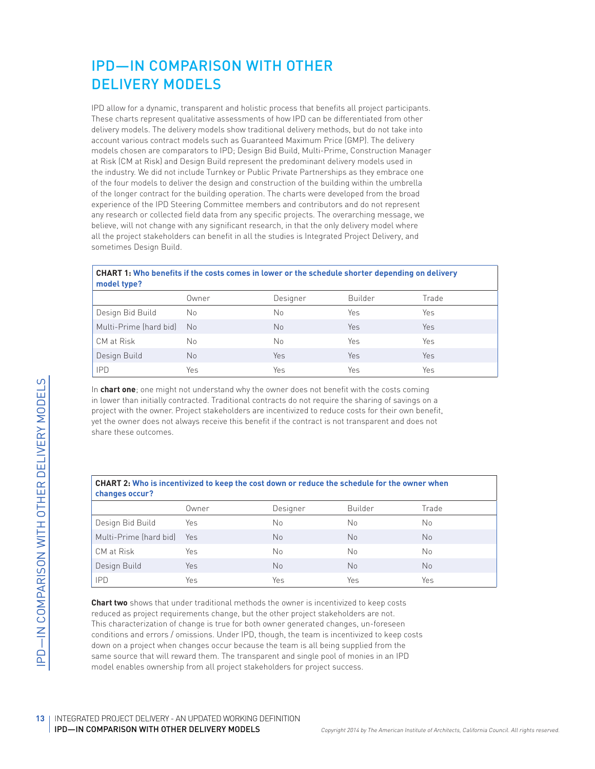# IPD—IN COMPARISON WITH OTHER DELIVERY MODELS

IPD allow for a dynamic, transparent and holistic process that benefits all project participants. These charts represent qualitative assessments of how IPD can be differentiated from other delivery models. The delivery models show traditional delivery methods, but do not take into account various contract models such as Guaranteed Maximum Price (GMP). The delivery models chosen are comparators to IPD; Design Bid Build, Multi-Prime, Construction Manager at Risk (CM at Risk) and Design Build represent the predominant delivery models used in the industry. We did not include Turnkey or Public Private Partnerships as they embrace one of the four models to deliver the design and construction of the building within the umbrella of the longer contract for the building operation. The charts were developed from the broad experience of the IPD Steering Committee members and contributors and do not represent any research or collected field data from any specific projects. The overarching message, we believe, will not change with any significant research, in that the only delivery model where all the project stakeholders can benefit in all the studies is Integrated Project Delivery, and sometimes Design Build.

**CHART 1: Who benefits if the costs comes in lower or the schedule shorter depending on delivery model type?**

| | Owner | Designer | Builder | Trade |
|---|---|---|---|---|
| Design Bid Build | No | No | Yes | Yes |
| Multi-Prime (hard bid) | No | No | Yes | Yes |
| CM at Risk | No | No | Yes | Yes |
| Design Build | No | Yes | Yes | Yes |
| IPD | Yes | Yes | Yes | Yes |

In **chart one**; one might not understand why the owner does not benefit with the costs coming in lower than initially contracted. Traditional contracts do not require the sharing of savings on a project with the owner. Project stakeholders are incentivized to reduce costs for their own benefit, yet the owner does not always receive this benefit if the contract is not transparent and does not share these outcomes.

**CHART 2: Who is incentivized to keep the cost down or reduce the schedule for the owner when changes occur?**

| | Owner | Designer | Builder | Trade |
|---|---|---|---|---|
| Design Bid Build | Yes | No | No | No |
| Multi-Prime (hard bid) | Yes | No | No | No |
| CM at Risk | Yes | No | No | No |
| Design Build | Yes | No | No | No |
| IPD | Yes | Yes | Yes | Yes |

**Chart two** shows that under traditional methods the owner is incentivized to keep costs reduced as project requirements change, but the other project stakeholders are not. This characterization of change is true for both owner generated changes, un-foreseen conditions and errors / omissions. Under IPD, though, the team is incentivized to keep costs down on a project when changes occur because the team is all being supplied from the same source that will reward them. The transparent and single pool of monies in an IPD model enables ownership from all project stakeholders for project success.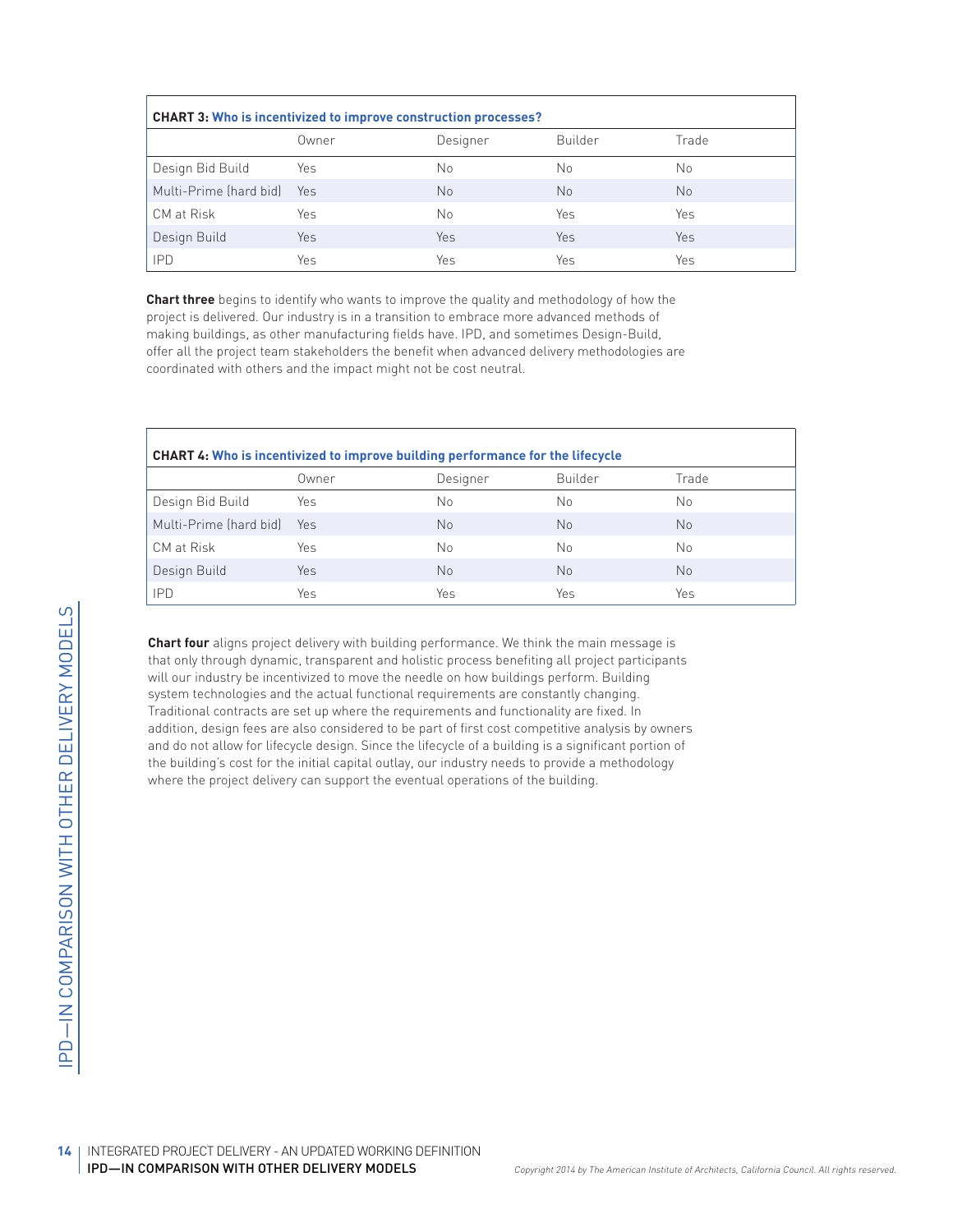**CHART 3: Who is incentivized to improve construction processes?**

| | Owner | Designer | Builder | Trade |
|---|---|---|---|---|
| Design Bid Build | Yes | No | No | No |
| Multi-Prime (hard bid) | Yes | No | No | No |
| CM at Risk | Yes | No | Yes | Yes |
| Design Build | Yes | Yes | Yes | Yes |
| IPD | Yes | Yes | Yes | Yes |

**Chart three** begins to identify who wants to improve the quality and methodology of how the project is delivered. Our industry is in a transition to embrace more advanced methods of making buildings, as other manufacturing fields have. IPD, and sometimes Design-Build, offer all the project team stakeholders the benefit when advanced delivery methodologies are coordinated with others and the impact might not be cost neutral.

**CHART 4: Who is incentivized to improve building performance for the lifecycle**

| | Owner | Designer | Builder | Trade |
|---|---|---|---|---|
| Design Bid Build | Yes | No | No | No |
| Multi-Prime (hard bid) | Yes | No | No | No |
| CM at Risk | Yes | No | No | No |
| Design Build | Yes | No | No | No |
| IPD | Yes | Yes | Yes | Yes |

**Chart four** aligns project delivery with building performance. We think the main message is that only through dynamic, transparent and holistic process benefiting all project participants will our industry be incentivized to move the needle on how buildings perform. Building system technologies and the actual functional requirements are constantly changing. Traditional contracts are set up where the requirements and functionality are fixed. In addition, design fees are also considered to be part of first cost competitive analysis by owners and do not allow for lifecycle design. Since the lifecycle of a building is a significant portion of the building's cost for the initial capital outlay, our industry needs to provide a methodology where the project delivery can support the eventual operations of the building.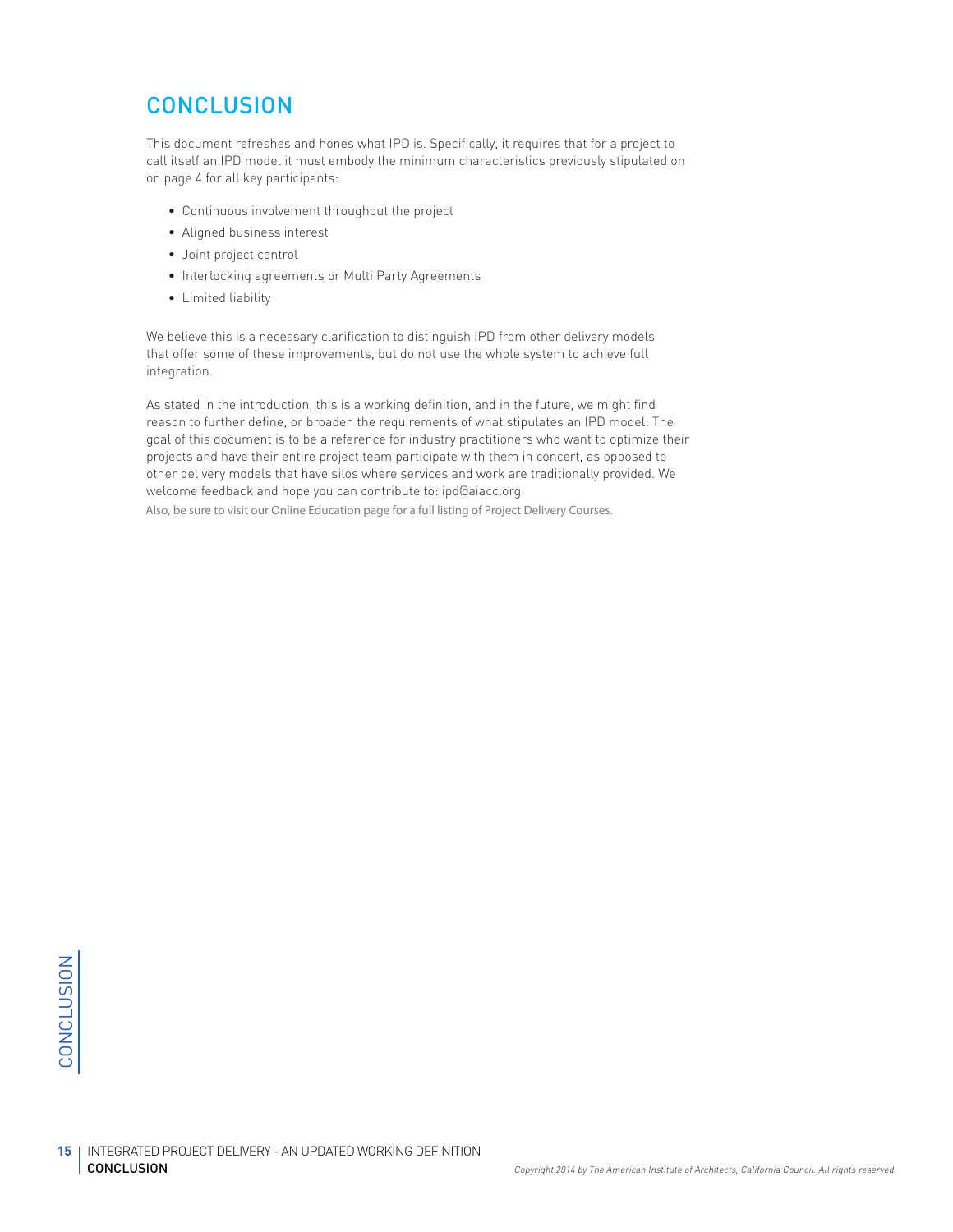# CONCLUSION

This document refreshes and hones what IPD is. Specifically, it requires that for a project to call itself an IPD model it must embody the minimum characteristics previously stipulated on on page 4 for all key participants:

- Continuous involvement throughout the project
- Aligned business interest
- Joint project control
- Interlocking agreements or Multi Party Agreements
- Limited liability

We believe this is a necessary clarification to distinguish IPD from other delivery models that offer some of these improvements, but do not use the whole system to achieve full integration.

As stated in the introduction, this is a working definition, and in the future, we might find reason to further define, or broaden the requirements of what stipulates an IPD model. The goal of this document is to be a reference for industry practitioners who want to optimize their projects and have their entire project team participate with them in concert, as opposed to other delivery models that have silos where services and work are traditionally provided. We welcome feedback and hope you can contribute to: ipd@aiacc.org

Also, be sure to visit our Online Education page for a full listing of Project Delivery Courses.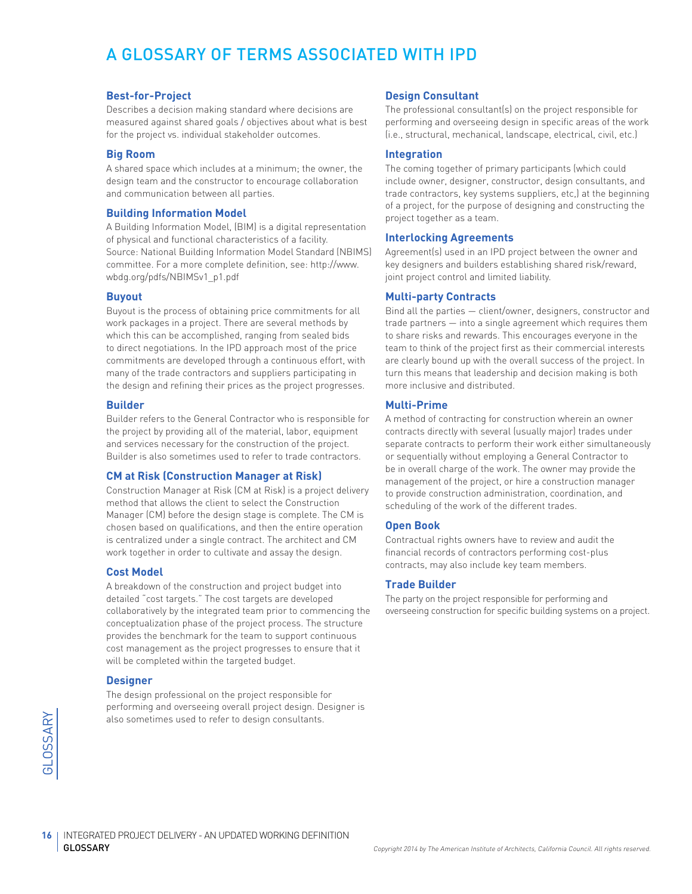# A GLOSSARY OF TERMS ASSOCIATED WITH IPD

### Best-for-Project

Describes a decision making standard where decisions are measured against shared goals / objectives about what is best for the project vs. individual stakeholder outcomes.

### Big Room

A shared space which includes at a minimum; the owner, the design team and the constructor to encourage collaboration and communication between all parties.

### Building Information Model

A Building Information Model, (BIM) is a digital representation of physical and functional characteristics of a facility. Source: National Building Information Model Standard (NBIMS) committee. For a more complete definition, see: http://www.wbdg.org/pdfs/NBIMSv1_p1.pdf

### Buyout

Buyout is the process of obtaining price commitments for all work packages in a project. There are several methods by which this can be accomplished, ranging from sealed bids to direct negotiations. In the IPD approach most of the price commitments are developed through a continuous effort, with many of the trade contractors and suppliers participating in the design and refining their prices as the project progresses.

### Builder

Builder refers to the General Contractor who is responsible for the project by providing all of the material, labor, equipment and services necessary for the construction of the project. Builder is also sometimes used to refer to trade contractors.

### CM at Risk (Construction Manager at Risk)

Construction Manager at Risk (CM at Risk) is a project delivery method that allows the client to select the Construction Manager (CM) before the design stage is complete. The CM is chosen based on qualifications, and then the entire operation is centralized under a single contract. The architect and CM work together in order to cultivate and assay the design.

### Cost Model

A breakdown of the construction and project budget into detailed "cost targets." The cost targets are developed collaboratively by the integrated team prior to commencing the conceptualization phase of the project process. The structure provides the benchmark for the team to support continuous cost management as the project progresses to ensure that it will be completed within the targeted budget.

### Designer

The design professional on the project responsible for performing and overseeing overall project design. Designer is also sometimes used to refer to design consultants.

### Design Consultant

The professional consultant(s) on the project responsible for performing and overseeing design in specific areas of the work (i.e., structural, mechanical, landscape, electrical, civil, etc.)

### Integration

The coming together of primary participants (which could include owner, designer, constructor, design consultants, and trade contractors, key systems suppliers, etc,) at the beginning of a project, for the purpose of designing and constructing the project together as a team.

### Interlocking Agreements

Agreement(s) used in an IPD project between the owner and key designers and builders establishing shared risk/reward, joint project control and limited liability.

### Multi-party Contracts

Bind all the parties — client/owner, designers, constructor and trade partners — into a single agreement which requires them to share risks and rewards. This encourages everyone in the team to think of the project first as their commercial interests are clearly bound up with the overall success of the project. In turn this means that leadership and decision making is both more inclusive and distributed.

### Multi-Prime

A method of contracting for construction wherein an owner contracts directly with several (usually major) trades under separate contracts to perform their work either simultaneously or sequentially without employing a General Contractor to be in overall charge of the work. The owner may provide the management of the project, or hire a construction manager to provide construction administration, coordination, and scheduling of the work of the different trades.

### Open Book

Contractual rights owners have to review and audit the financial records of contractors performing cost-plus contracts, may also include key team members.

### Trade Builder

The party on the project responsible for performing and overseeing construction for specific building systems on a project.

*Copyright 2014 by The American Institute of Architects, California Council. All rights reserved.*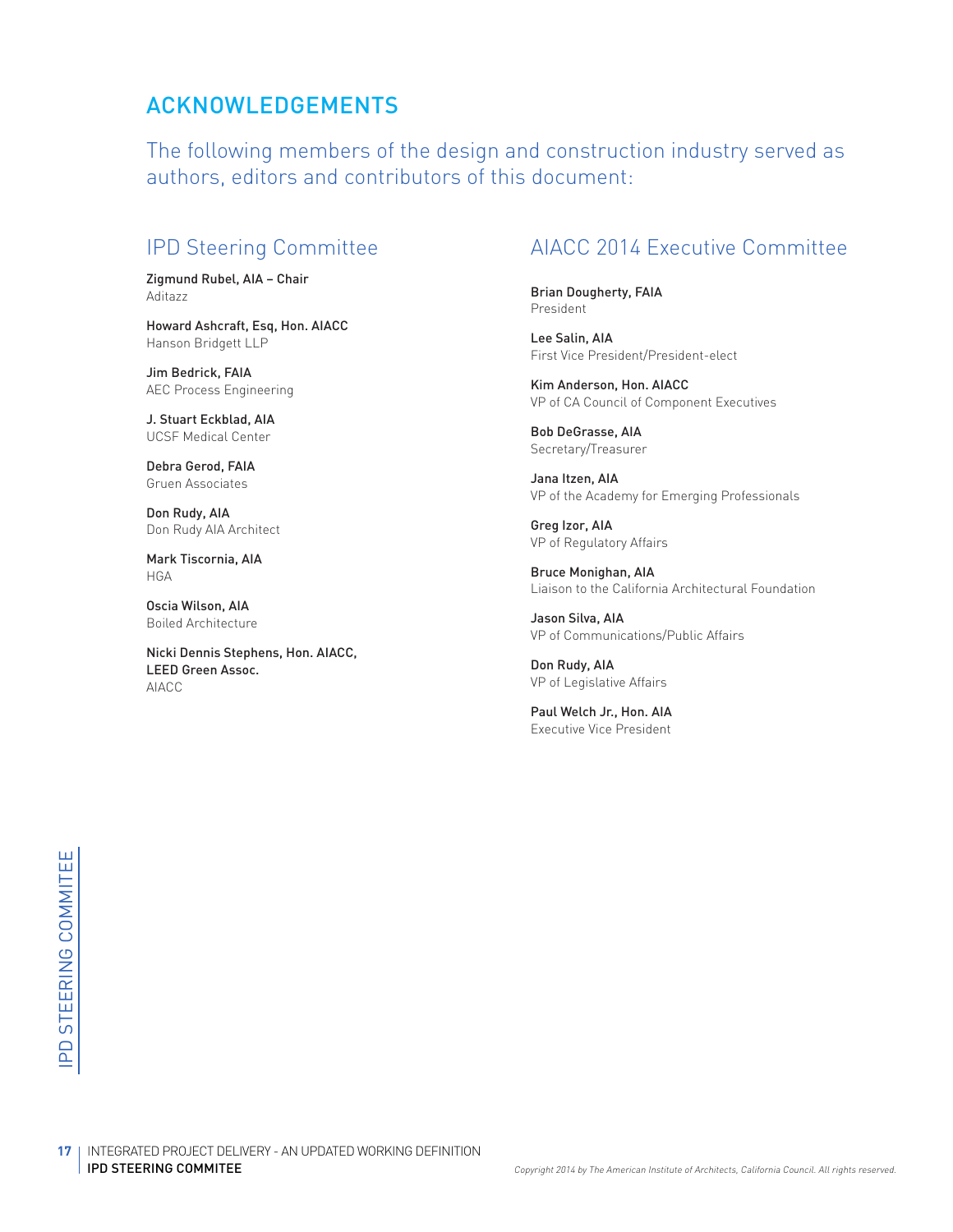# ACKNOWLEDGEMENTS

The following members of the design and construction industry served as authors, editors and contributors of this document:

## IPD Steering Committee

**Zigmund Rubel, AIA – Chair**
Aditazz

**Howard Ashcraft, Esq, Hon. AIACC**
Hanson Bridgett LLP

**Jim Bedrick, FAIA**
AEC Process Engineering

**J. Stuart Eckblad, AIA**
UCSF Medical Center

**Debra Gerod, FAIA**
Gruen Associates

**Don Rudy, AIA**
Don Rudy AIA Architect

**Mark Tiscornia, AIA**
HGA

**Oscia Wilson, AIA**
Boiled Architecture

**Nicki Dennis Stephens, Hon. AIACC, LEED Green Assoc.**
AIACC

## AIACC 2014 Executive Committee

**Brian Dougherty, FAIA**
President

**Lee Salin, AIA**
First Vice President/President-elect

**Kim Anderson, Hon. AIACC**
VP of CA Council of Component Executives

**Bob DeGrasse, AIA**
Secretary/Treasurer

**Jana Itzen, AIA**
VP of the Academy for Emerging Professionals

**Greg Izor, AIA**
VP of Regulatory Affairs

**Bruce Monighan, AIA**
Liaison to the California Architectural Foundation

**Jason Silva, AIA**
VP of Communications/Public Affairs

**Don Rudy, AIA**
VP of Legislative Affairs

**Paul Welch Jr., Hon. AIA**
Executive Vice President

*Copyright 2014 by The American Institute of Architects, California Council. All rights reserved.*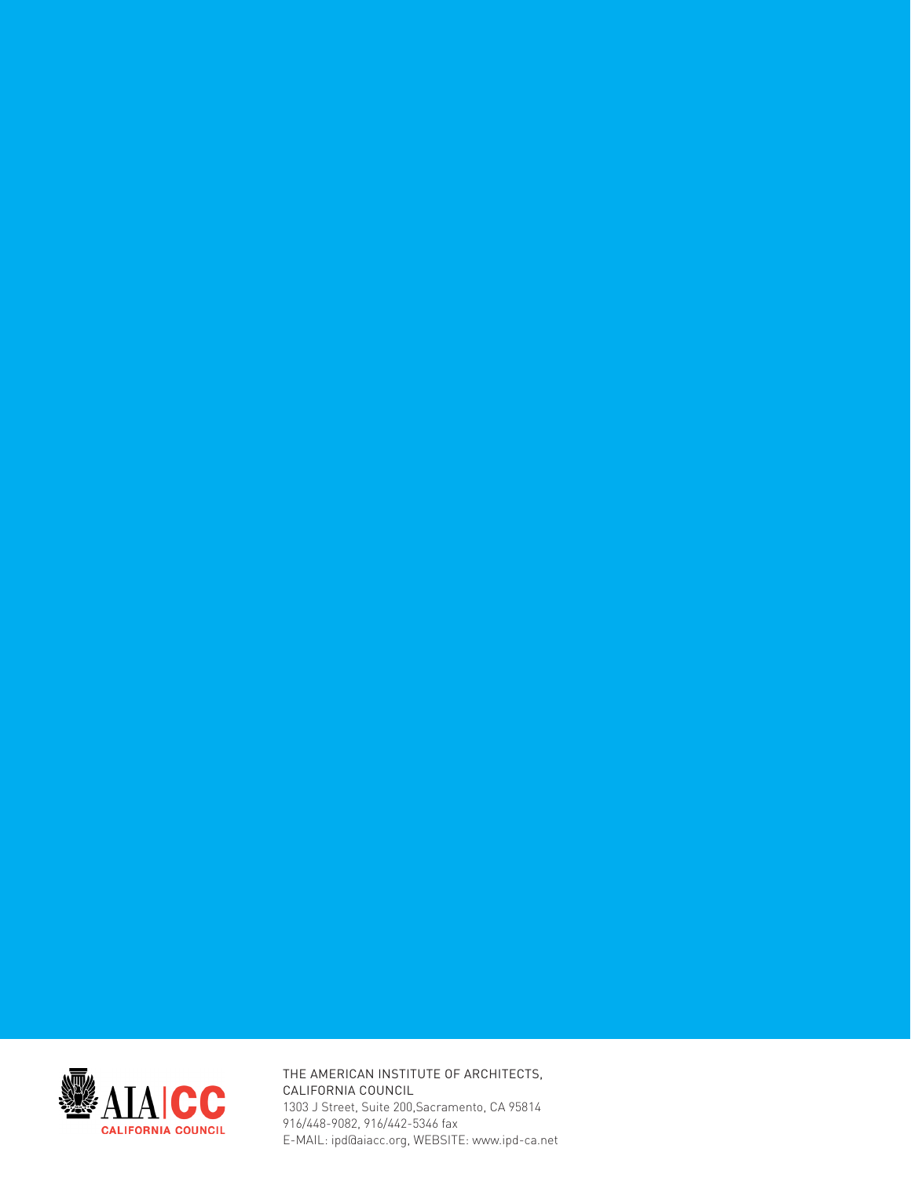AIA | CC
CALIFORNIA COUNCIL

THE AMERICAN INSTITUTE OF ARCHITECTS,
CALIFORNIA COUNCIL
1303 J Street, Suite 200,Sacramento, CA 95814
916/448-9082, 916/442-5346 fax
E-MAIL: ipd@aiacc.org, WEBSITE: www.ipd-ca.net